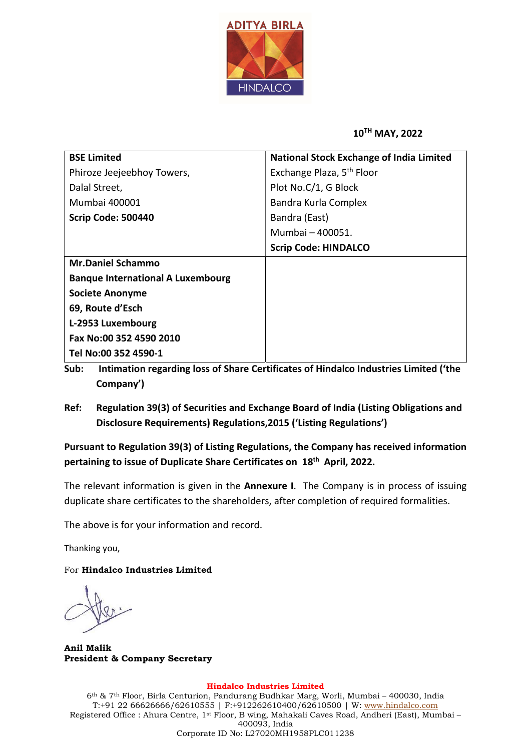**10TH MAY, 2022**

| **BSE Limited** | **National Stock Exchange of India Limited** |
|---|---|
| Phiroze Jeejeebhoy Towers,<br>Dalal Street,<br>Mumbai 400001<br>**Scrip Code: 500440** | Exchange Plaza, 5th Floor<br>Plot No.C/1, G Block<br>Bandra Kurla Complex<br>Bandra (East)<br>Mumbai – 400051.<br>**Scrip Code: HINDALCO** |
| **Mr.Daniel Schammo**<br>**Banque International A Luxembourg**<br>**Societe Anonyme**<br>**69, Route d'Esch**<br>**L-2953 Luxembourg**<br>**Fax No:00 352 4590 2010**<br>**Tel No:00 352 4590-1** | |

**Sub: Intimation regarding loss of Share Certificates of Hindalco Industries Limited ('the Company')**

**Ref: Regulation 39(3) of Securities and Exchange Board of India (Listing Obligations and Disclosure Requirements) Regulations,2015 ('Listing Regulations')**

**Pursuant to Regulation 39(3) of Listing Regulations, the Company has received information pertaining to issue of Duplicate Share Certificates on 18th April, 2022.**

The relevant information is given in the **Annexure I**. The Company is in process of issuing duplicate share certificates to the shareholders, after completion of required formalities.

The above is for your information and record.

Thanking you,

For **Hindalco Industries Limited**

**Anil Malik**
**President & Company Secretary**

**Hindalco Industries Limited**
6th & 7th Floor, Birla Centurion, Pandurang Budhkar Marg, Worli, Mumbai – 400030, India
T:+91 22 66626666/62610555 | F:+912262610400/62610500 | W: www.hindalco.com
Registered Office : Ahura Centre, 1st Floor, B wing, Mahakali Caves Road, Andheri (East), Mumbai – 400093, India
Corporate ID No: L27020MH1958PLC011238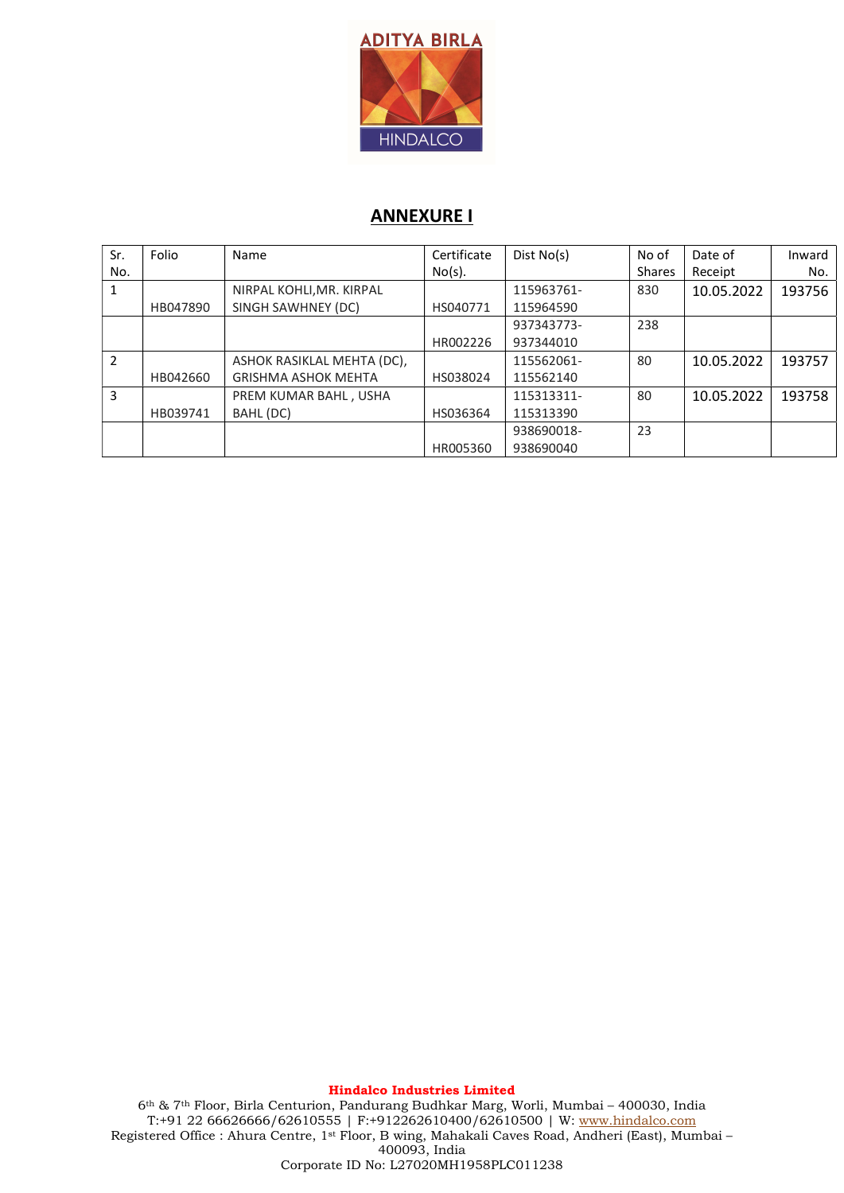## ANNEXURE I

| Sr. No. | Folio | Name | Certificate No(s). | Dist No(s) | No of Shares | Date of Receipt | Inward No. |
|---|---|---|---|---|---|---|---|
| 1 | HB047890 | NIRPAL KOHLI,MR. KIRPAL SINGH SAWHNEY (DC) | HS040771 | 115963761-115964590 | 830 | 10.05.2022 | 193756 |
| | | | HR002226 | 937343773-937344010 | 238 | | |
| 2 | HB042660 | ASHOK RASIKLAL MEHTA (DC), GRISHMA ASHOK MEHTA | HS038024 | 115562061-115562140 | 80 | 10.05.2022 | 193757 |
| 3 | HB039741 | PREM KUMAR BAHL , USHA BAHL (DC) | HS036364 | 115313311-115313390 | 80 | 10.05.2022 | 193758 |
| | | | HR005360 | 938690018-938690040 | 23 | | |

**Hindalco Industries Limited**
6th & 7th Floor, Birla Centurion, Pandurang Budhkar Marg, Worli, Mumbai – 400030, India
T:+91 22 66626666/62610555 | F:+912262610400/62610500 | W: www.hindalco.com
Registered Office : Ahura Centre, 1st Floor, B wing, Mahakali Caves Road, Andheri (East), Mumbai – 400093, India
Corporate ID No: L27020MH1958PLC011238